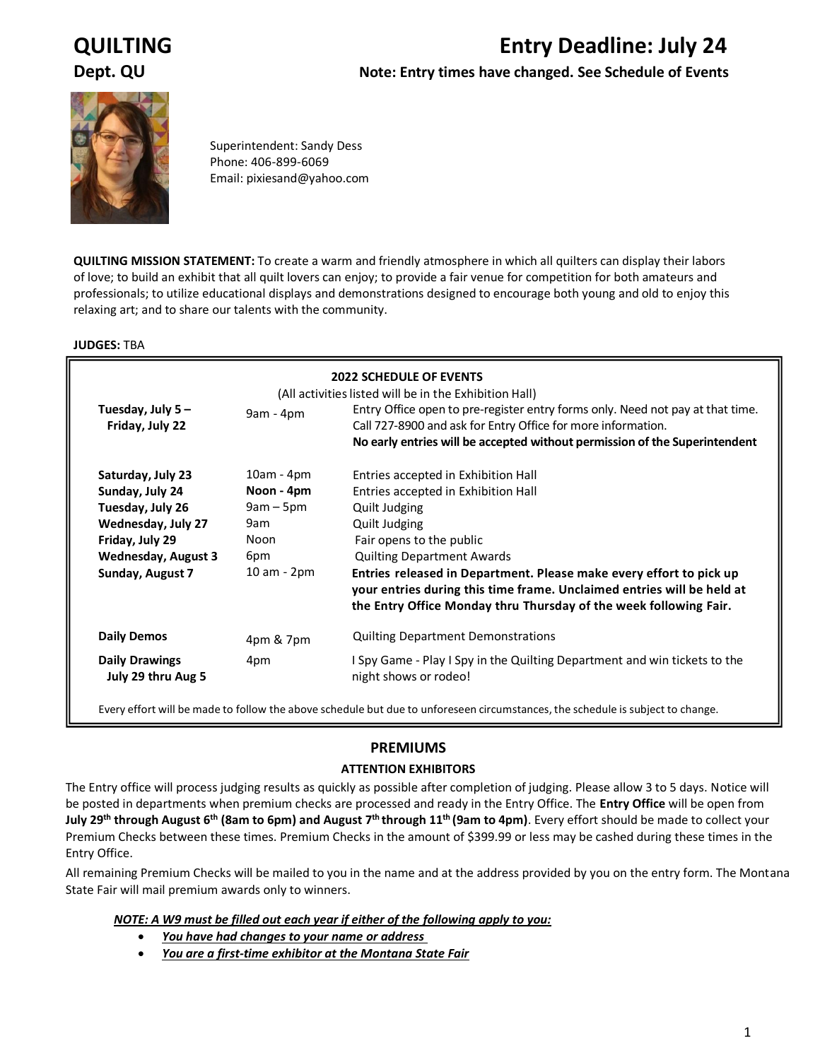# QUILTING

## Dept. QU

# Entry Deadline: July 24

**Note: Entry times have changed. See Schedule of Events**

Superintendent: Sandy Dess
Phone: 406-899-6069
Email: pixiesand@yahoo.com

**QUILTING MISSION STATEMENT:** To create a warm and friendly atmosphere in which all quilters can display their labors of love; to build an exhibit that all quilt lovers can enjoy; to provide a fair venue for competition for both amateurs and professionals; to utilize educational displays and demonstrations designed to encourage both young and old to enjoy this relaxing art; and to share our talents with the community.

**JUDGES:** TBA

**2022 SCHEDULE OF EVENTS**

(All activities listed will be in the Exhibition Hall)

| Date | Time | Event |
|---|---|---|
| **Tuesday, July 5 – Friday, July 22** | 9am - 4pm | Entry Office open to pre-register entry forms only. Need not pay at that time. Call 727-8900 and ask for Entry Office for more information. **No early entries will be accepted without permission of the Superintendent** |
| **Saturday, July 23** | 10am - 4pm | Entries accepted in Exhibition Hall |
| **Sunday, July 24** | **Noon - 4pm** | Entries accepted in Exhibition Hall |
| **Tuesday, July 26** | 9am – 5pm | Quilt Judging |
| **Wednesday, July 27** | 9am | Quilt Judging |
| **Friday, July 29** | Noon | Fair opens to the public |
| **Wednesday, August 3** | 6pm | Quilting Department Awards |
| **Sunday, August 7** | 10 am - 2pm | **Entries released in Department. Please make every effort to pick up your entries during this time frame. Unclaimed entries will be held at the Entry Office Monday thru Thursday of the week following Fair.** |
| **Daily Demos** | 4pm & 7pm | Quilting Department Demonstrations |
| **Daily Drawings July 29 thru Aug 5** | 4pm | I Spy Game - Play I Spy in the Quilting Department and win tickets to the night shows or rodeo! |

Every effort will be made to follow the above schedule but due to unforeseen circumstances, the schedule is subject to change.

## PREMIUMS

### ATTENTION EXHIBITORS

The Entry office will process judging results as quickly as possible after completion of judging. Please allow 3 to 5 days. Notice will be posted in departments when premium checks are processed and ready in the Entry Office. The **Entry Office** will be open from **July 29th through August 6th (8am to 6pm) and August 7th through 11th (9am to 4pm)**. Every effort should be made to collect your Premium Checks between these times. Premium Checks in the amount of $399.99 or less may be cashed during these times in the Entry Office.

All remaining Premium Checks will be mailed to you in the name and at the address provided by you on the entry form. The Montana State Fair will mail premium awards only to winners.

***NOTE: A W9 must be filled out each year if either of the following apply to you:***

- ***You have had changes to your name or address***
- ***You are a first-time exhibitor at the Montana State Fair***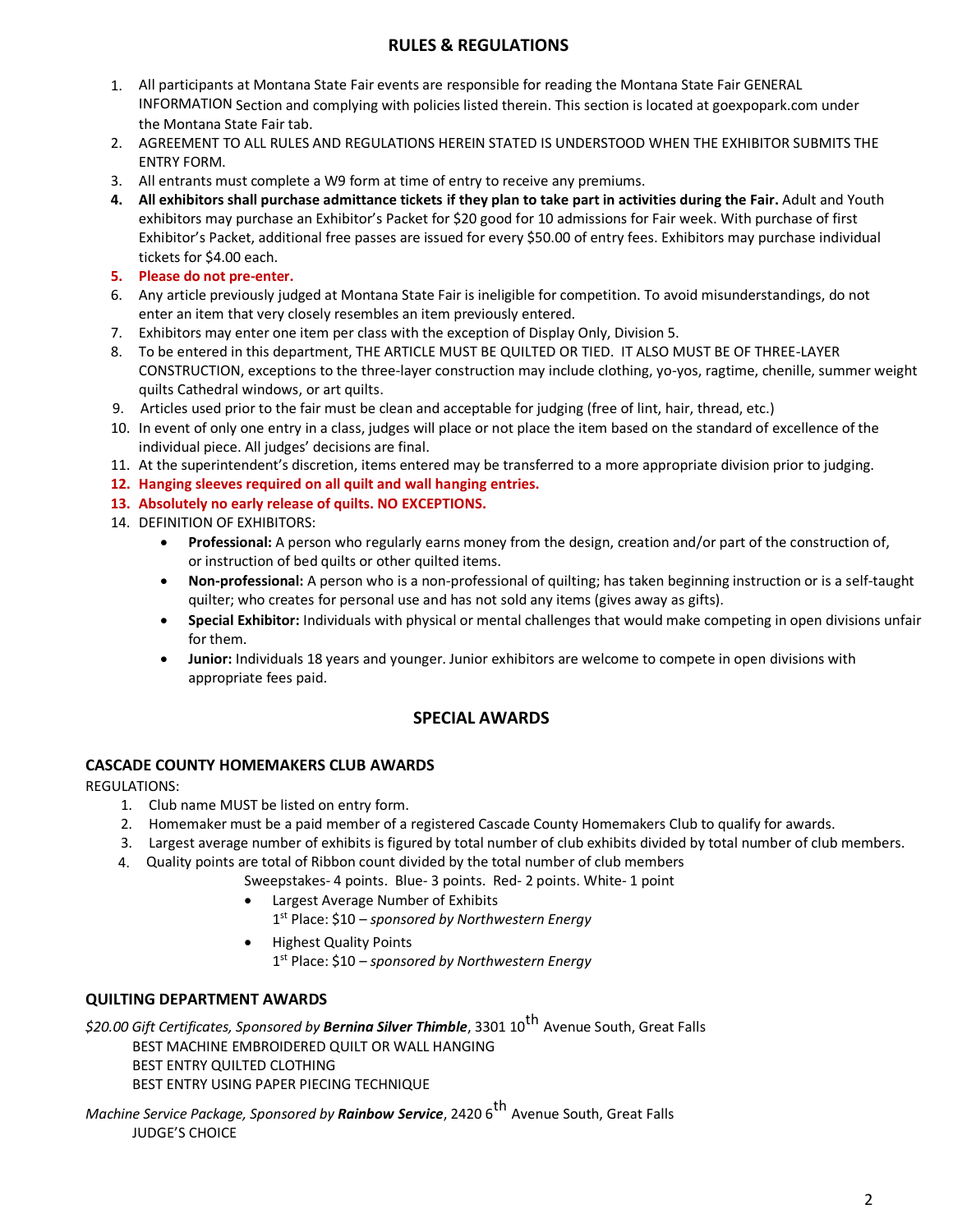## RULES & REGULATIONS

1. All participants at Montana State Fair events are responsible for reading the Montana State Fair GENERAL INFORMATION Section and complying with policies listed therein. This section is located at goexpopark.com under the Montana State Fair tab.
2. AGREEMENT TO ALL RULES AND REGULATIONS HEREIN STATED IS UNDERSTOOD WHEN THE EXHIBITOR SUBMITS THE ENTRY FORM.
3. All entrants must complete a W9 form at time of entry to receive any premiums.
4. **All exhibitors shall purchase admittance tickets if they plan to take part in activities during the Fair.** Adult and Youth exhibitors may purchase an Exhibitor's Packet for $20 good for 10 admissions for Fair week. With purchase of first Exhibitor's Packet, additional free passes are issued for every $50.00 of entry fees. Exhibitors may purchase individual tickets for $4.00 each.
5. **Please do not pre-enter.**
6. Any article previously judged at Montana State Fair is ineligible for competition. To avoid misunderstandings, do not enter an item that very closely resembles an item previously entered.
7. Exhibitors may enter one item per class with the exception of Display Only, Division 5.
8. To be entered in this department, THE ARTICLE MUST BE QUILTED OR TIED. IT ALSO MUST BE OF THREE-LAYER CONSTRUCTION, exceptions to the three-layer construction may include clothing, yo-yos, ragtime, chenille, summer weight quilts Cathedral windows, or art quilts.
9. Articles used prior to the fair must be clean and acceptable for judging (free of lint, hair, thread, etc.)
10. In event of only one entry in a class, judges will place or not place the item based on the standard of excellence of the individual piece. All judges' decisions are final.
11. At the superintendent's discretion, items entered may be transferred to a more appropriate division prior to judging.
12. **Hanging sleeves required on all quilt and wall hanging entries.**
13. **Absolutely no early release of quilts. NO EXCEPTIONS.**
14. DEFINITION OF EXHIBITORS:
    - **Professional:** A person who regularly earns money from the design, creation and/or part of the construction of, or instruction of bed quilts or other quilted items.
    - **Non-professional:** A person who is a non-professional of quilting; has taken beginning instruction or is a self-taught quilter; who creates for personal use and has not sold any items (gives away as gifts).
    - **Special Exhibitor:** Individuals with physical or mental challenges that would make competing in open divisions unfair for them.
    - **Junior:** Individuals 18 years and younger. Junior exhibitors are welcome to compete in open divisions with appropriate fees paid.

## SPECIAL AWARDS

### CASCADE COUNTY HOMEMAKERS CLUB AWARDS

REGULATIONS:

1. Club name MUST be listed on entry form.
2. Homemaker must be a paid member of a registered Cascade County Homemakers Club to qualify for awards.
3. Largest average number of exhibits is figured by total number of club exhibits divided by total number of club members.
4. Quality points are total of Ribbon count divided by the total number of club members

Sweepstakes- 4 points. Blue- 3 points. Red- 2 points. White- 1 point

- Largest Average Number of Exhibits
  1st Place: $10 – *sponsored by Northwestern Energy*
- Highest Quality Points
  1st Place: $10 – *sponsored by Northwestern Energy*

### QUILTING DEPARTMENT AWARDS

*$20.00 Gift Certificates, Sponsored by* ***Bernina Silver Thimble***, 3301 10th Avenue South, Great Falls

BEST MACHINE EMBROIDERED QUILT OR WALL HANGING
BEST ENTRY QUILTED CLOTHING
BEST ENTRY USING PAPER PIECING TECHNIQUE

*Machine Service Package, Sponsored by* ***Rainbow Service***, 2420 6th Avenue South, Great Falls

JUDGE'S CHOICE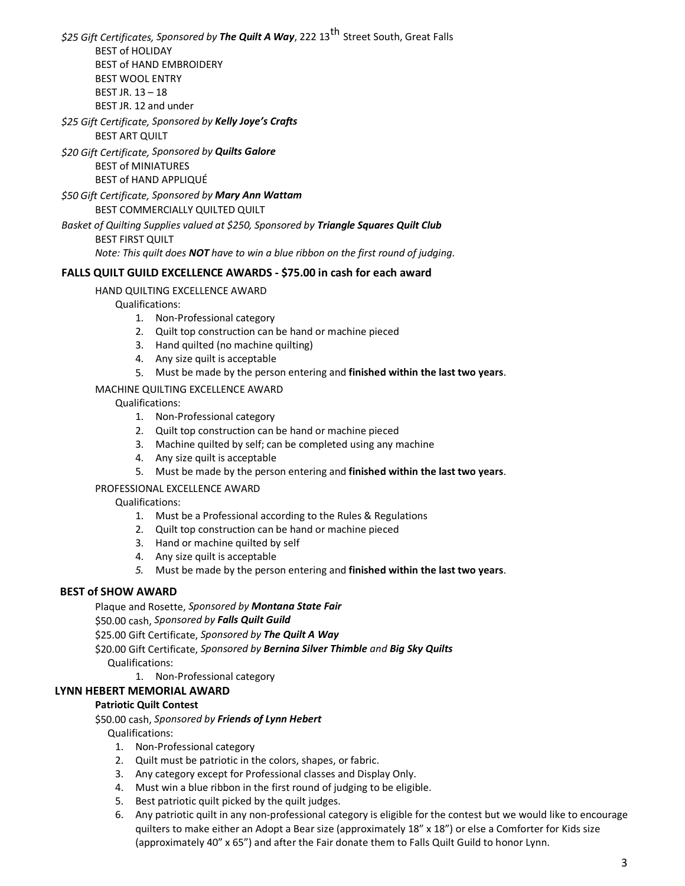*$25 Gift Certificates, Sponsored by **The Quilt A Way***, 222 13th Street South, Great Falls

BEST of HOLIDAY
BEST of HAND EMBROIDERY
BEST WOOL ENTRY
BEST JR. 13 – 18
BEST JR. 12 and under

*$25 Gift Certificate, Sponsored by **Kelly Joye's Crafts***

BEST ART QUILT

*$20 Gift Certificate, Sponsored by **Quilts Galore***

BEST of MINIATURES
BEST of HAND APPLIQUÉ

*$50 Gift Certificate, Sponsored by **Mary Ann Wattam***

BEST COMMERCIALLY QUILTED QUILT

*Basket of Quilting Supplies valued at $250, Sponsored by **Triangle Squares Quilt Club***

BEST FIRST QUILT

*Note: This quilt does **NOT** have to win a blue ribbon on the first round of judging.*

## FALLS QUILT GUILD EXCELLENCE AWARDS - $75.00 in cash for each award

HAND QUILTING EXCELLENCE AWARD

Qualifications:

1. Non-Professional category
2. Quilt top construction can be hand or machine pieced
3. Hand quilted (no machine quilting)
4. Any size quilt is acceptable
5. Must be made by the person entering and **finished within the last two years**.

MACHINE QUILTING EXCELLENCE AWARD

Qualifications:

1. Non-Professional category
2. Quilt top construction can be hand or machine pieced
3. Machine quilted by self; can be completed using any machine
4. Any size quilt is acceptable
5. Must be made by the person entering and **finished within the last two years**.

PROFESSIONAL EXCELLENCE AWARD

Qualifications:

1. Must be a Professional according to the Rules & Regulations
2. Quilt top construction can be hand or machine pieced
3. Hand or machine quilted by self
4. Any size quilt is acceptable
5. Must be made by the person entering and **finished within the last two years**.

## BEST of SHOW AWARD

Plaque and Rosette, *Sponsored by **Montana State Fair***
$50.00 cash, *Sponsored by **Falls Quilt Guild***
$25.00 Gift Certificate, *Sponsored by **The Quilt A Way***
$20.00 Gift Certificate, *Sponsored by **Bernina Silver Thimble** and **Big Sky Quilts***

Qualifications:

1. Non-Professional category

## LYNN HEBERT MEMORIAL AWARD

**Patriotic Quilt Contest**

$50.00 cash, *Sponsored by **Friends of Lynn Hebert***

Qualifications:

1. Non-Professional category
2. Quilt must be patriotic in the colors, shapes, or fabric.
3. Any category except for Professional classes and Display Only.
4. Must win a blue ribbon in the first round of judging to be eligible.
5. Best patriotic quilt picked by the quilt judges.
6. Any patriotic quilt in any non-professional category is eligible for the contest but we would like to encourage quilters to make either an Adopt a Bear size (approximately 18" x 18") or else a Comforter for Kids size (approximately 40" x 65") and after the Fair donate them to Falls Quilt Guild to honor Lynn.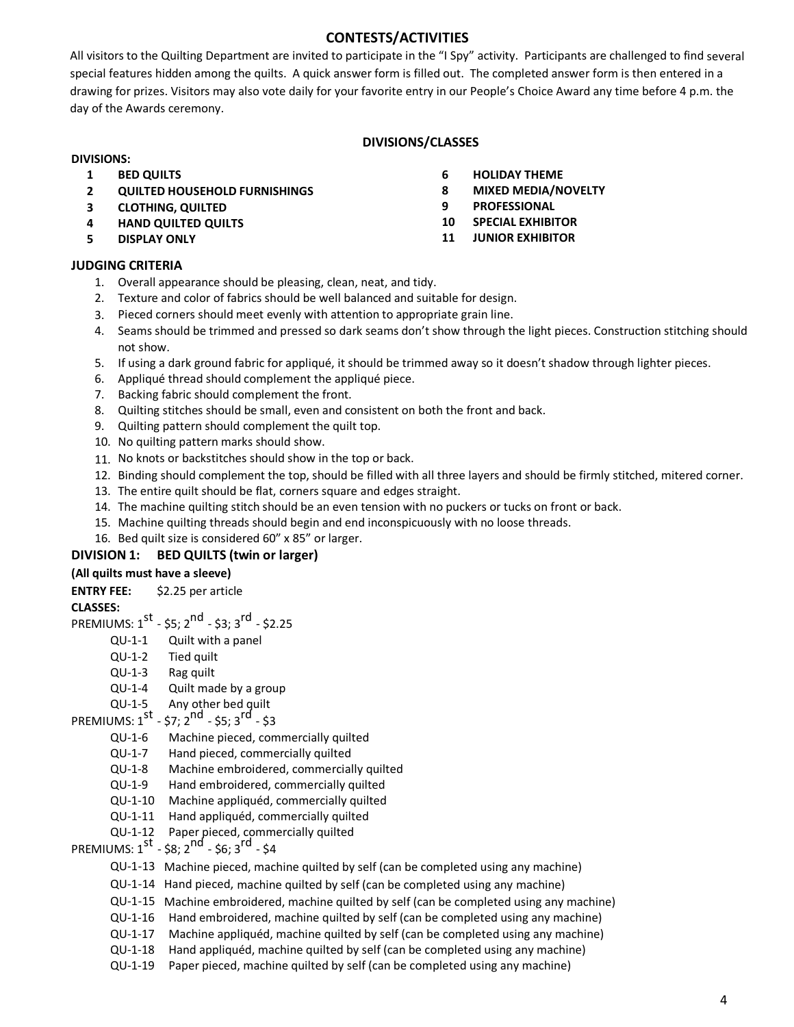## CONTESTS/ACTIVITIES

All visitors to the Quilting Department are invited to participate in the "I Spy" activity. Participants are challenged to find several special features hidden among the quilts. A quick answer form is filled out. The completed answer form is then entered in a drawing for prizes. Visitors may also vote daily for your favorite entry in our People's Choice Award any time before 4 p.m. the day of the Awards ceremony.

## DIVISIONS/CLASSES

**DIVISIONS:**

1. **BED QUILTS**
2. **QUILTED HOUSEHOLD FURNISHINGS**
3. **CLOTHING, QUILTED**
4. **HAND QUILTED QUILTS**
5. **DISPLAY ONLY**
6. **HOLIDAY THEME**
8. **MIXED MEDIA/NOVELTY**
9. **PROFESSIONAL**
10. **SPECIAL EXHIBITOR**
11. **JUNIOR EXHIBITOR**

### JUDGING CRITERIA

1. Overall appearance should be pleasing, clean, neat, and tidy.
2. Texture and color of fabrics should be well balanced and suitable for design.
3. Pieced corners should meet evenly with attention to appropriate grain line.
4. Seams should be trimmed and pressed so dark seams don't show through the light pieces. Construction stitching should not show.
5. If using a dark ground fabric for appliqué, it should be trimmed away so it doesn't shadow through lighter pieces.
6. Appliqué thread should complement the appliqué piece.
7. Backing fabric should complement the front.
8. Quilting stitches should be small, even and consistent on both the front and back.
9. Quilting pattern should complement the quilt top.
10. No quilting pattern marks should show.
11. No knots or backstitches should show in the top or back.
12. Binding should complement the top, should be filled with all three layers and should be firmly stitched, mitered corner.
13. The entire quilt should be flat, corners square and edges straight.
14. The machine quilting stitch should be an even tension with no puckers or tucks on front or back.
15. Machine quilting threads should begin and end inconspicuously with no loose threads.
16. Bed quilt size is considered 60" x 85" or larger.

### DIVISION 1: BED QUILTS (twin or larger)

**(All quilts must have a sleeve)**

**ENTRY FEE:** $2.25 per article

**CLASSES:**

PREMIUMS: 1st - $5; 2nd - $3; 3rd - $2.25

- QU-1-1 Quilt with a panel
- QU-1-2 Tied quilt
- QU-1-3 Rag quilt
- QU-1-4 Quilt made by a group
- QU-1-5 Any other bed quilt

PREMIUMS: 1st - $7; 2nd - $5; 3rd - $3

- QU-1-6 Machine pieced, commercially quilted
- QU-1-7 Hand pieced, commercially quilted
- QU-1-8 Machine embroidered, commercially quilted
- QU-1-9 Hand embroidered, commercially quilted
- QU-1-10 Machine appliquéd, commercially quilted
- QU-1-11 Hand appliquéd, commercially quilted
- QU-1-12 Paper pieced, commercially quilted

PREMIUMS: 1st - $8; 2nd - $6; 3rd - $4

- QU-1-13 Machine pieced, machine quilted by self (can be completed using any machine)
- QU-1-14 Hand pieced, machine quilted by self (can be completed using any machine)
- QU-1-15 Machine embroidered, machine quilted by self (can be completed using any machine)
- QU-1-16 Hand embroidered, machine quilted by self (can be completed using any machine)
- QU-1-17 Machine appliquéd, machine quilted by self (can be completed using any machine)
- QU-1-18 Hand appliquéd, machine quilted by self (can be completed using any machine)
- QU-1-19 Paper pieced, machine quilted by self (can be completed using any machine)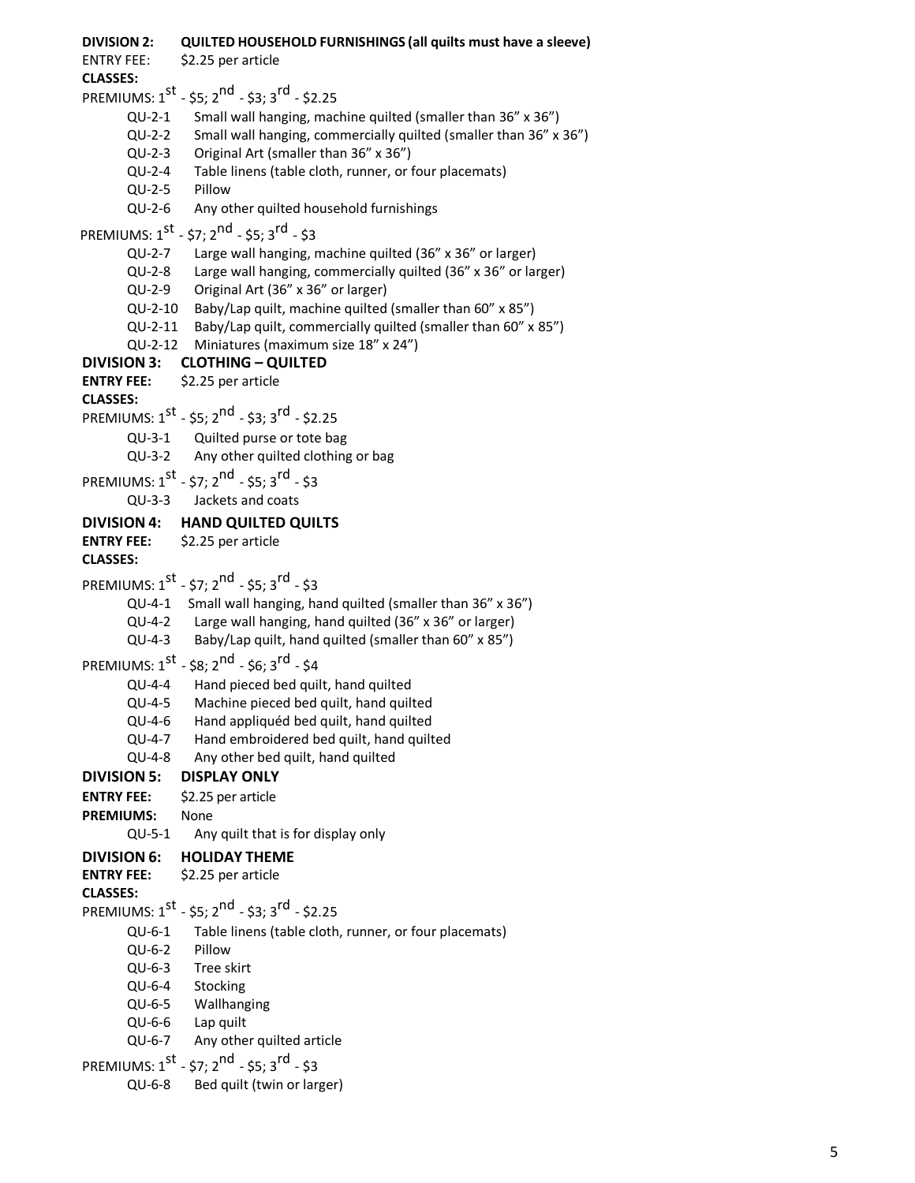**DIVISION 2: QUILTED HOUSEHOLD FURNISHINGS (all quilts must have a sleeve)**

ENTRY FEE: $2.25 per article

**CLASSES:**

PREMIUMS: 1st - $5; 2nd - $3; 3rd - $2.25

- QU-2-1 Small wall hanging, machine quilted (smaller than 36" x 36")
- QU-2-2 Small wall hanging, commercially quilted (smaller than 36" x 36")
- QU-2-3 Original Art (smaller than 36" x 36")
- QU-2-4 Table linens (table cloth, runner, or four placemats)
- QU-2-5 Pillow
- QU-2-6 Any other quilted household furnishings

PREMIUMS: 1st - $7; 2nd - $5; 3rd - $3

- QU-2-7 Large wall hanging, machine quilted (36" x 36" or larger)
- QU-2-8 Large wall hanging, commercially quilted (36" x 36" or larger)
- QU-2-9 Original Art (36" x 36" or larger)
- QU-2-10 Baby/Lap quilt, machine quilted (smaller than 60" x 85")
- QU-2-11 Baby/Lap quilt, commercially quilted (smaller than 60" x 85")
- QU-2-12 Miniatures (maximum size 18" x 24")

**DIVISION 3: CLOTHING – QUILTED**

**ENTRY FEE:** $2.25 per article

**CLASSES:**

PREMIUMS: 1st - $5; 2nd - $3; 3rd - $2.25

- QU-3-1 Quilted purse or tote bag
- QU-3-2 Any other quilted clothing or bag

PREMIUMS: 1st - $7; 2nd - $5; 3rd - $3

- QU-3-3 Jackets and coats

**DIVISION 4: HAND QUILTED QUILTS**

**ENTRY FEE:** $2.25 per article

**CLASSES:**

PREMIUMS: 1st - $7; 2nd - $5; 3rd - $3

- QU-4-1 Small wall hanging, hand quilted (smaller than 36" x 36")
- QU-4-2 Large wall hanging, hand quilted (36" x 36" or larger)
- QU-4-3 Baby/Lap quilt, hand quilted (smaller than 60" x 85")

PREMIUMS: 1st - $8; 2nd - $6; 3rd - $4

- QU-4-4 Hand pieced bed quilt, hand quilted
- QU-4-5 Machine pieced bed quilt, hand quilted
- QU-4-6 Hand appliquéd bed quilt, hand quilted
- QU-4-7 Hand embroidered bed quilt, hand quilted
- QU-4-8 Any other bed quilt, hand quilted

**DIVISION 5: DISPLAY ONLY**

**ENTRY FEE:** $2.25 per article

**PREMIUMS:** None

- QU-5-1 Any quilt that is for display only

**DIVISION 6: HOLIDAY THEME**

**ENTRY FEE:** $2.25 per article

**CLASSES:**

PREMIUMS: 1st - $5; 2nd - $3; 3rd - $2.25

- QU-6-1 Table linens (table cloth, runner, or four placemats)
- QU-6-2 Pillow
- QU-6-3 Tree skirt
- QU-6-4 Stocking
- QU-6-5 Wallhanging
- QU-6-6 Lap quilt
- QU-6-7 Any other quilted article

PREMIUMS: 1st - $7; 2nd - $5; 3rd - $3

- QU-6-8 Bed quilt (twin or larger)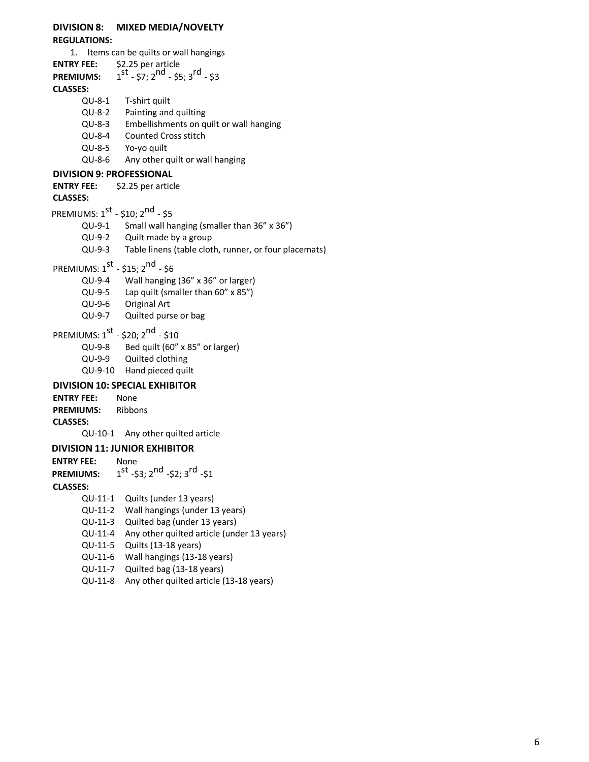## DIVISION 8: MIXED MEDIA/NOVELTY

**REGULATIONS:**

1. Items can be quilts or wall hangings

**ENTRY FEE:** $2.25 per article

**PREMIUMS:** 1st - $7; 2nd - $5; 3rd - $3

**CLASSES:**

- QU-8-1 T-shirt quilt
- QU-8-2 Painting and quilting
- QU-8-3 Embellishments on quilt or wall hanging
- QU-8-4 Counted Cross stitch
- QU-8-5 Yo-yo quilt
- QU-8-6 Any other quilt or wall hanging

## DIVISION 9: PROFESSIONAL

**ENTRY FEE:** $2.25 per article

**CLASSES:**

PREMIUMS: 1st - $10; 2nd - $5

- QU-9-1 Small wall hanging (smaller than 36" x 36")
- QU-9-2 Quilt made by a group
- QU-9-3 Table linens (table cloth, runner, or four placemats)

PREMIUMS: 1st - $15; 2nd - $6

- QU-9-4 Wall hanging (36" x 36" or larger)
- QU-9-5 Lap quilt (smaller than 60" x 85")
- QU-9-6 Original Art
- QU-9-7 Quilted purse or bag

PREMIUMS: 1st - $20; 2nd - $10

- QU-9-8 Bed quilt (60" x 85" or larger)
- QU-9-9 Quilted clothing
- QU-9-10 Hand pieced quilt

## DIVISION 10: SPECIAL EXHIBITOR

**ENTRY FEE:** None

**PREMIUMS:** Ribbons

**CLASSES:**

- QU-10-1 Any other quilted article

## DIVISION 11: JUNIOR EXHIBITOR

**ENTRY FEE:** None

**PREMIUMS:** 1st -$3; 2nd -$2; 3rd -$1

**CLASSES:**

- QU-11-1 Quilts (under 13 years)
- QU-11-2 Wall hangings (under 13 years)
- QU-11-3 Quilted bag (under 13 years)
- QU-11-4 Any other quilted article (under 13 years)
- QU-11-5 Quilts (13-18 years)
- QU-11-6 Wall hangings (13-18 years)
- QU-11-7 Quilted bag (13-18 years)
- QU-11-8 Any other quilted article (13-18 years)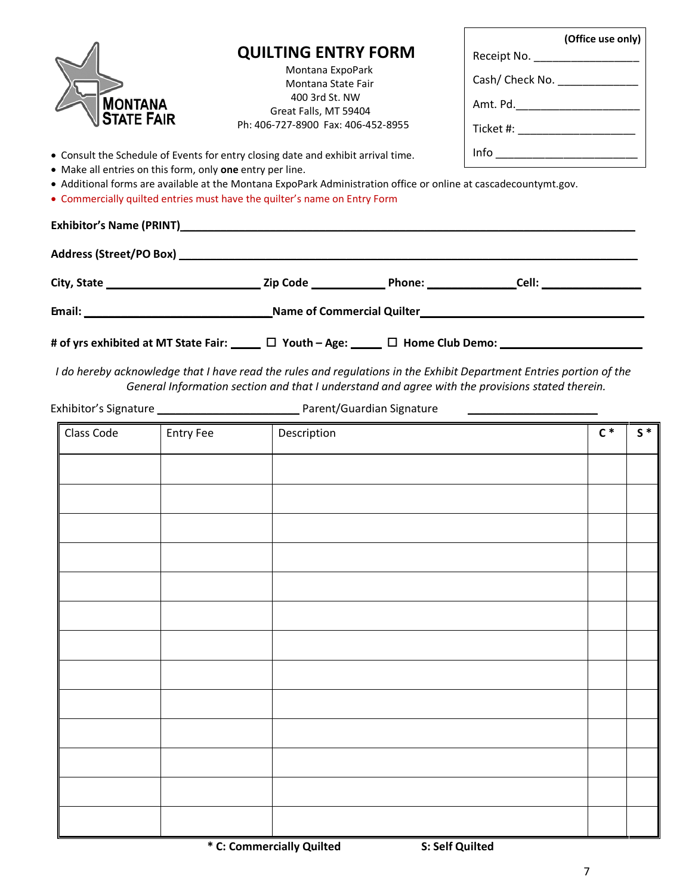MONTANA STATE FAIR

# QUILTING ENTRY FORM

Montana ExpoPark
Montana State Fair
400 3rd St. NW
Great Falls, MT 59404
Ph: 406-727-8900 Fax: 406-452-8955

**(Office use only)**
Receipt No. ________________
Cash/ Check No. ____________
Amt. Pd.___________________
Ticket #: __________________
Info ______________________

- Consult the Schedule of Events for entry closing date and exhibit arrival time.
- Make all entries on this form, only **one** entry per line.
- Additional forms are available at the Montana ExpoPark Administration office or online at cascadecountymt.gov.
- Commercially quilted entries must have the quilter's name on Entry Form

**Exhibitor's Name (PRINT)**______________________________________________

**Address (Street/PO Box)** ______________________________________________

**City, State** ________________ **Zip Code** __________ **Phone:** ____________ **Cell:** ____________

**Email:** ______________________ **Name of Commercial Quilter**______________________

**# of yrs exhibited at MT State Fair:** _____ ☐ **Youth – Age:** _____ ☐ **Home Club Demo:** ________________

*I do hereby acknowledge that I have read the rules and regulations in the Exhibit Department Entries portion of the General Information section and that I understand and agree with the provisions stated therein.*

Exhibitor's Signature ____________________ Parent/Guardian Signature ____________________

| Class Code | Entry Fee | Description | C * | S * |
|---|---|---|---|---|
| | | | | |
| | | | | |
| | | | | |
| | | | | |
| | | | | |
| | | | | |
| | | | | |
| | | | | |
| | | | | |
| | | | | |
| | | | | |
| | | | | |
| | | | | |

**\* C: Commercially Quilted** **S: Self Quilted**